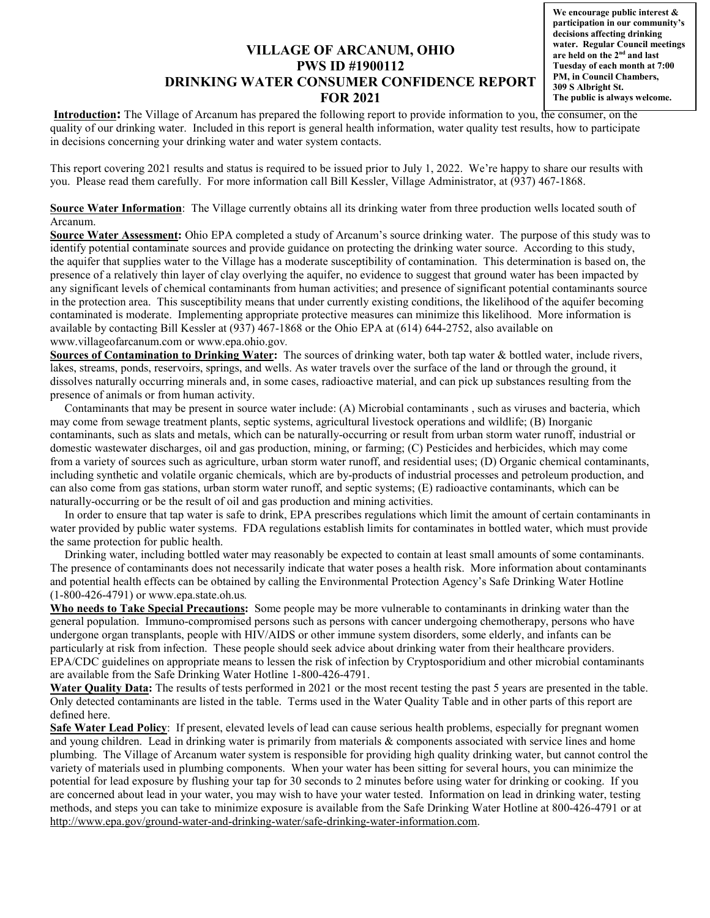**We encourage public interest & participation in our community's decisions affecting drinking water. Regular Council meetings are held on the 2nd and last Tuesday of each month at 7:00 PM, in Council Chambers, 309 S Albright St. The public is always welcome.**

# VILLAGE OF ARCANUM, OHIO
# PWS ID #1900112
# DRINKING WATER CONSUMER CONFIDENCE REPORT FOR 2021

**Introduction:** The Village of Arcanum has prepared the following report to provide information to you, the consumer, on the quality of our drinking water. Included in this report is general health information, water quality test results, how to participate in decisions concerning your drinking water and water system contacts.

This report covering 2021 results and status is required to be issued prior to July 1, 2022. We're happy to share our results with you. Please read them carefully. For more information call Bill Kessler, Village Administrator, at (937) 467-1868.

**Source Water Information**: The Village currently obtains all its drinking water from three production wells located south of Arcanum.

**Source Water Assessment:** Ohio EPA completed a study of Arcanum's source drinking water. The purpose of this study was to identify potential contaminate sources and provide guidance on protecting the drinking water source. According to this study, the aquifer that supplies water to the Village has a moderate susceptibility of contamination. This determination is based on, the presence of a relatively thin layer of clay overlying the aquifer, no evidence to suggest that ground water has been impacted by any significant levels of chemical contaminants from human activities; and presence of significant potential contaminants source in the protection area. This susceptibility means that under currently existing conditions, the likelihood of the aquifer becoming contaminated is moderate. Implementing appropriate protective measures can minimize this likelihood. More information is available by contacting Bill Kessler at (937) 467-1868 or the Ohio EPA at (614) 644-2752, also available on www.villageofarcanum.com or www.epa.ohio.gov.

**Sources of Contamination to Drinking Water:** The sources of drinking water, both tap water & bottled water, include rivers, lakes, streams, ponds, reservoirs, springs, and wells. As water travels over the surface of the land or through the ground, it dissolves naturally occurring minerals and, in some cases, radioactive material, and can pick up substances resulting from the presence of animals or from human activity.

Contaminants that may be present in source water include: (A) Microbial contaminants , such as viruses and bacteria, which may come from sewage treatment plants, septic systems, agricultural livestock operations and wildlife; (B) Inorganic contaminants, such as slats and metals, which can be naturally-occurring or result from urban storm water runoff, industrial or domestic wastewater discharges, oil and gas production, mining, or farming; (C) Pesticides and herbicides, which may come from a variety of sources such as agriculture, urban storm water runoff, and residential uses; (D) Organic chemical contaminants, including synthetic and volatile organic chemicals, which are by-products of industrial processes and petroleum production, and can also come from gas stations, urban storm water runoff, and septic systems; (E) radioactive contaminants, which can be naturally-occurring or be the result of oil and gas production and mining activities.

In order to ensure that tap water is safe to drink, EPA prescribes regulations which limit the amount of certain contaminants in water provided by public water systems. FDA regulations establish limits for contaminates in bottled water, which must provide the same protection for public health.

Drinking water, including bottled water may reasonably be expected to contain at least small amounts of some contaminants. The presence of contaminants does not necessarily indicate that water poses a health risk. More information about contaminants and potential health effects can be obtained by calling the Environmental Protection Agency's Safe Drinking Water Hotline (1-800-426-4791) or www.epa.state.oh.us.

**Who needs to Take Special Precautions:** Some people may be more vulnerable to contaminants in drinking water than the general population. Immuno-compromised persons such as persons with cancer undergoing chemotherapy, persons who have undergone organ transplants, people with HIV/AIDS or other immune system disorders, some elderly, and infants can be particularly at risk from infection. These people should seek advice about drinking water from their healthcare providers. EPA/CDC guidelines on appropriate means to lessen the risk of infection by Cryptosporidium and other microbial contaminants are available from the Safe Drinking Water Hotline 1-800-426-4791.

**Water Quality Data:** The results of tests performed in 2021 or the most recent testing the past 5 years are presented in the table. Only detected contaminants are listed in the table. Terms used in the Water Quality Table and in other parts of this report are defined here.

**Safe Water Lead Policy**: If present, elevated levels of lead can cause serious health problems, especially for pregnant women and young children. Lead in drinking water is primarily from materials & components associated with service lines and home plumbing. The Village of Arcanum water system is responsible for providing high quality drinking water, but cannot control the variety of materials used in plumbing components. When your water has been sitting for several hours, you can minimize the potential for lead exposure by flushing your tap for 30 seconds to 2 minutes before using water for drinking or cooking. If you are concerned about lead in your water, you may wish to have your water tested. Information on lead in drinking water, testing methods, and steps you can take to minimize exposure is available from the Safe Drinking Water Hotline at 800-426-4791 or at http://www.epa.gov/ground-water-and-drinking-water/safe-drinking-water-information.com.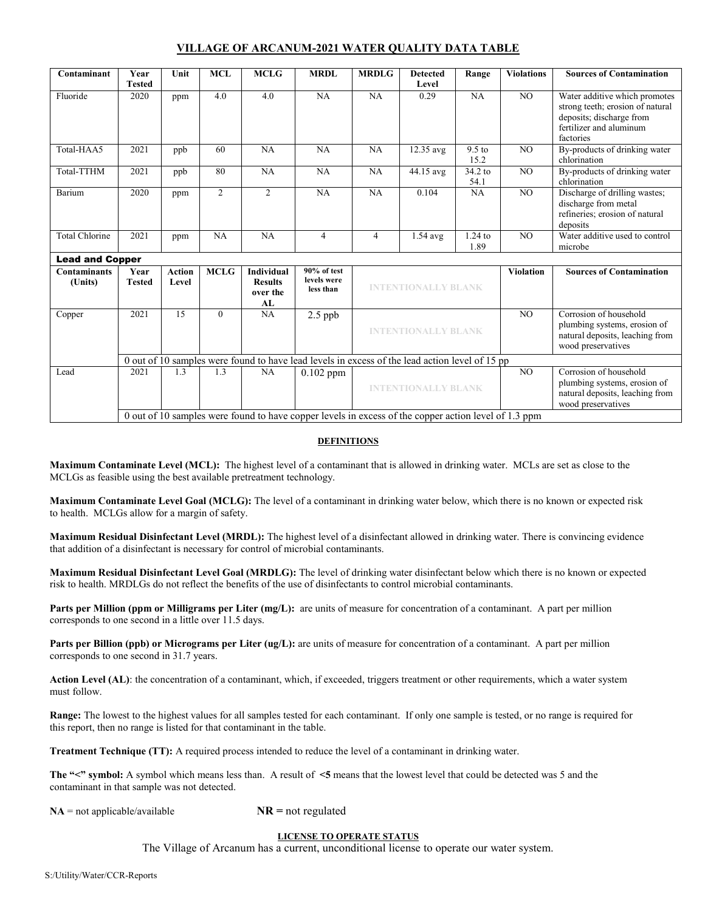# VILLAGE OF ARCANUM-2021 WATER QUALITY DATA TABLE

| Contaminant | Year Tested | Unit | MCL | MCLG | MRDL | MRDLG | Detected Level | Range | Violations | Sources of Contamination |
|---|---|---|---|---|---|---|---|---|---|---|
| Fluoride | 2020 | ppm | 4.0 | 4.0 | NA | NA | 0.29 | NA | NO | Water additive which promotes strong teeth; erosion of natural deposits; discharge from fertilizer and aluminum factories |
| Total-HAA5 | 2021 | ppb | 60 | NA | NA | NA | 12.35 avg | 9.5 to 15.2 | NO | By-products of drinking water chlorination |
| Total-TTHM | 2021 | ppb | 80 | NA | NA | NA | 44.15 avg | 34.2 to 54.1 | NO | By-products of drinking water chlorination |
| Barium | 2020 | ppm | 2 | 2 | NA | NA | 0.104 | NA | NO | Discharge of drilling wastes; discharge from metal refineries; erosion of natural deposits |
| Total Chlorine | 2021 | ppm | NA | NA | 4 | 4 | 1.54 avg | 1.24 to 1.89 | NO | Water additive used to control microbe |

**Lead and Copper**

| Contaminants (Units) | Year Tested | Action Level | MCLG | Individual Results over the AL | 90% of test levels were less than | INTENTIONALLY BLANK | Violation | Sources of Contamination |
|---|---|---|---|---|---|---|---|---|
| Copper | 2021 | 15 | 0 | NA | 2.5 ppb | INTENTIONALLY BLANK | NO | Corrosion of household plumbing systems, erosion of natural deposits, leaching from wood preservatives |
| | 0 out of 10 samples were found to have lead levels in excess of the lead action level of 15 pp | | | | | | | |
| Lead | 2021 | 1.3 | 1.3 | NA | 0.102 ppm | INTENTIONALLY BLANK | NO | Corrosion of household plumbing systems, erosion of natural deposits, leaching from wood preservatives |
| | 0 out of 10 samples were found to have copper levels in excess of the copper action level of 1.3 ppm | | | | | | | |

## DEFINITIONS

**Maximum Contaminate Level (MCL):** The highest level of a contaminant that is allowed in drinking water. MCLs are set as close to the MCLGs as feasible using the best available pretreatment technology.

**Maximum Contaminate Level Goal (MCLG):** The level of a contaminant in drinking water below, which there is no known or expected risk to health. MCLGs allow for a margin of safety.

**Maximum Residual Disinfectant Level (MRDL):** The highest level of a disinfectant allowed in drinking water. There is convincing evidence that addition of a disinfectant is necessary for control of microbial contaminants.

**Maximum Residual Disinfectant Level Goal (MRDLG):** The level of drinking water disinfectant below which there is no known or expected risk to health. MRDLGs do not reflect the benefits of the use of disinfectants to control microbial contaminants.

**Parts per Million (ppm or Milligrams per Liter (mg/L):** are units of measure for concentration of a contaminant. A part per million corresponds to one second in a little over 11.5 days.

**Parts per Billion (ppb) or Micrograms per Liter (ug/L):** are units of measure for concentration of a contaminant. A part per million corresponds to one second in 31.7 years.

**Action Level (AL)**: the concentration of a contaminant, which, if exceeded, triggers treatment or other requirements, which a water system must follow.

**Range:** The lowest to the highest values for all samples tested for each contaminant. If only one sample is tested, or no range is required for this report, then no range is listed for that contaminant in the table.

**Treatment Technique (TT):** A required process intended to reduce the level of a contaminant in drinking water.

**The "<" symbol:** A symbol which means less than. A result of **<5** means that the lowest level that could be detected was 5 and the contaminant in that sample was not detected.

**NA** = not applicable/available **NR =** not regulated

## LICENSE TO OPERATE STATUS

The Village of Arcanum has a current, unconditional license to operate our water system.

S:/Utility/Water/CCR-Reports